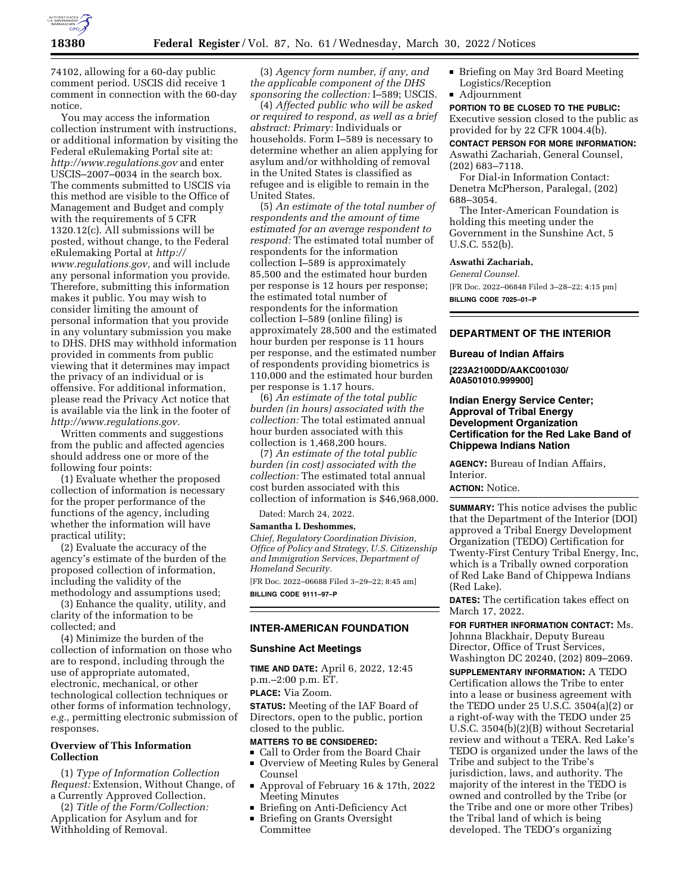74102, allowing for a 60-day public comment period. USCIS did receive 1 comment in connection with the 60-day notice.

You may access the information collection instrument with instructions, or additional information by visiting the Federal eRulemaking Portal site at: *http://www.regulations.gov* and enter USCIS–2007–0034 in the search box. The comments submitted to USCIS via this method are visible to the Office of Management and Budget and comply with the requirements of 5 CFR 1320.12(c). All submissions will be posted, without change, to the Federal eRulemaking Portal at *http://www.regulations.gov,* and will include any personal information you provide. Therefore, submitting this information makes it public. You may wish to consider limiting the amount of personal information that you provide in any voluntary submission you make to DHS. DHS may withhold information provided in comments from public viewing that it determines may impact the privacy of an individual or is offensive. For additional information, please read the Privacy Act notice that is available via the link in the footer of *http://www.regulations.gov.*

Written comments and suggestions from the public and affected agencies should address one or more of the following four points:

(1) Evaluate whether the proposed collection of information is necessary for the proper performance of the functions of the agency, including whether the information will have practical utility;

(2) Evaluate the accuracy of the agency's estimate of the burden of the proposed collection of information, including the validity of the methodology and assumptions used;

(3) Enhance the quality, utility, and clarity of the information to be collected; and

(4) Minimize the burden of the collection of information on those who are to respond, including through the use of appropriate automated, electronic, mechanical, or other technological collection techniques or other forms of information technology, *e.g.,* permitting electronic submission of responses.

### Overview of This Information Collection

(1) *Type of Information Collection Request:* Extension, Without Change, of a Currently Approved Collection.

(2) *Title of the Form/Collection:* Application for Asylum and for Withholding of Removal.

(3) *Agency form number, if any, and the applicable component of the DHS sponsoring the collection:* I–589; USCIS.

(4) *Affected public who will be asked or required to respond, as well as a brief abstract: Primary:* Individuals or households. Form I–589 is necessary to determine whether an alien applying for asylum and/or withholding of removal in the United States is classified as refugee and is eligible to remain in the United States.

(5) *An estimate of the total number of respondents and the amount of time estimated for an average respondent to respond:* The estimated total number of respondents for the information collection I–589 is approximately 85,500 and the estimated hour burden per response is 12 hours per response; the estimated total number of respondents for the information collection I–589 (online filing) is approximately 28,500 and the estimated hour burden per response is 11 hours per response, and the estimated number of respondents providing biometrics is 110,000 and the estimated hour burden per response is 1.17 hours.

(6) *An estimate of the total public burden (in hours) associated with the collection:* The total estimated annual hour burden associated with this collection is 1,468,200 hours.

(7) *An estimate of the total public burden (in cost) associated with the collection:* The estimated total annual cost burden associated with this collection of information is $46,968,000.

Dated: March 24, 2022.

**Samantha L Deshommes,**

*Chief, Regulatory Coordination Division, Office of Policy and Strategy, U.S. Citizenship and Immigration Services, Department of Homeland Security.*

[FR Doc. 2022–06688 Filed 3–29–22; 8:45 am]

**BILLING CODE 9111–97–P**

---

## INTER-AMERICAN FOUNDATION

### Sunshine Act Meetings

**TIME AND DATE:** April 6, 2022, 12:45 p.m.–2:00 p.m. ET.

**PLACE:** Via Zoom.

**STATUS:** Meeting of the IAF Board of Directors, open to the public, portion closed to the public.

**MATTERS TO BE CONSIDERED:**

- Call to Order from the Board Chair
- Overview of Meeting Rules by General Counsel
- Approval of February 16 & 17th, 2022 Meeting Minutes
- Briefing on Anti-Deficiency Act
- Briefing on Grants Oversight Committee
- Briefing on May 3rd Board Meeting Logistics/Reception
- Adjournment

**PORTION TO BE CLOSED TO THE PUBLIC:** Executive session closed to the public as provided for by 22 CFR 1004.4(b).

**CONTACT PERSON FOR MORE INFORMATION:** Aswathi Zachariah, General Counsel, (202) 683–7118.

For Dial-in Information Contact: Denetra McPherson, Paralegal, (202) 688–3054.

The Inter-American Foundation is holding this meeting under the Government in the Sunshine Act, 5 U.S.C. 552(b).

**Aswathi Zachariah,**

*General Counsel.*

[FR Doc. 2022–06848 Filed 3–28–22; 4:15 pm]

**BILLING CODE 7025–01–P**

---

## DEPARTMENT OF THE INTERIOR

### Bureau of Indian Affairs

**[223A2100DD/AAKC001030/A0A501010.999900]**

### Indian Energy Service Center; Approval of Tribal Energy Development Organization Certification for the Red Lake Band of Chippewa Indians Nation

**AGENCY:** Bureau of Indian Affairs, Interior.

**ACTION:** Notice.

**SUMMARY:** This notice advises the public that the Department of the Interior (DOI) approved a Tribal Energy Development Organization (TEDO) Certification for Twenty-First Century Tribal Energy, Inc, which is a Tribally owned corporation of Red Lake Band of Chippewa Indians (Red Lake).

**DATES:** The certification takes effect on March 17, 2022.

**FOR FURTHER INFORMATION CONTACT:** Ms. Johnna Blackhair, Deputy Bureau Director, Office of Trust Services, Washington DC 20240, (202) 809–2069.

**SUPPLEMENTARY INFORMATION:** A TEDO Certification allows the Tribe to enter into a lease or business agreement with the TEDO under 25 U.S.C. 3504(a)(2) or a right-of-way with the TEDO under 25 U.S.C. 3504(b)(2)(B) without Secretarial review and without a TERA. Red Lake's TEDO is organized under the laws of the Tribe and subject to the Tribe's jurisdiction, laws, and authority. The majority of the interest in the TEDO is owned and controlled by the Tribe (or the Tribe and one or more other Tribes) the Tribal land of which is being developed. The TEDO's organizing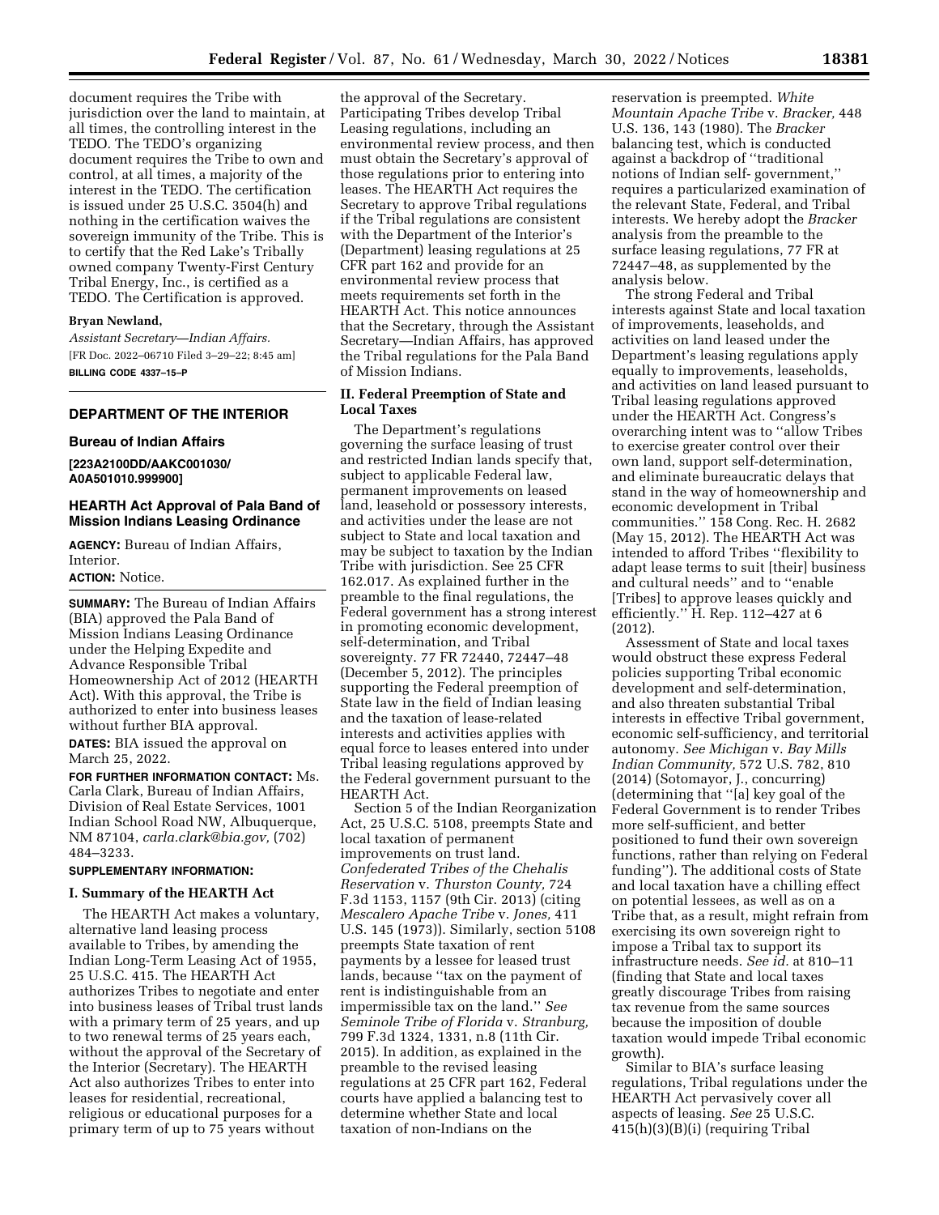document requires the Tribe with jurisdiction over the land to maintain, at all times, the controlling interest in the TEDO. The TEDO's organizing document requires the Tribe to own and control, at all times, a majority of the interest in the TEDO. The certification is issued under 25 U.S.C. 3504(h) and nothing in the certification waives the sovereign immunity of the Tribe. This is to certify that the Red Lake's Tribally owned company Twenty-First Century Tribal Energy, Inc., is certified as a TEDO. The Certification is approved.

**Bryan Newland,**

*Assistant Secretary—Indian Affairs.*

[FR Doc. 2022–06710 Filed 3–29–22; 8:45 am]

**BILLING CODE 4337–15–P**

---

## DEPARTMENT OF THE INTERIOR

### Bureau of Indian Affairs

**[223A2100DD/AAKC001030/ A0A501010.999900]**

### HEARTH Act Approval of Pala Band of Mission Indians Leasing Ordinance

**AGENCY:** Bureau of Indian Affairs, Interior.

**ACTION:** Notice.

**SUMMARY:** The Bureau of Indian Affairs (BIA) approved the Pala Band of Mission Indians Leasing Ordinance under the Helping Expedite and Advance Responsible Tribal Homeownership Act of 2012 (HEARTH Act). With this approval, the Tribe is authorized to enter into business leases without further BIA approval.

**DATES:** BIA issued the approval on March 25, 2022.

**FOR FURTHER INFORMATION CONTACT:** Ms. Carla Clark, Bureau of Indian Affairs, Division of Real Estate Services, 1001 Indian School Road NW, Albuquerque, NM 87104, *carla.clark@bia.gov,* (702) 484–3233.

**SUPPLEMENTARY INFORMATION:**

#### I. Summary of the HEARTH Act

The HEARTH Act makes a voluntary, alternative land leasing process available to Tribes, by amending the Indian Long-Term Leasing Act of 1955, 25 U.S.C. 415. The HEARTH Act authorizes Tribes to negotiate and enter into business leases of Tribal trust lands with a primary term of 25 years, and up to two renewal terms of 25 years each, without the approval of the Secretary of the Interior (Secretary). The HEARTH Act also authorizes Tribes to enter into leases for residential, recreational, religious or educational purposes for a primary term of up to 75 years without the approval of the Secretary. Participating Tribes develop Tribal Leasing regulations, including an environmental review process, and then must obtain the Secretary's approval of those regulations prior to entering into leases. The HEARTH Act requires the Secretary to approve Tribal regulations if the Tribal regulations are consistent with the Department of the Interior's (Department) leasing regulations at 25 CFR part 162 and provide for an environmental review process that meets requirements set forth in the HEARTH Act. This notice announces that the Secretary, through the Assistant Secretary—Indian Affairs, has approved the Tribal regulations for the Pala Band of Mission Indians.

#### II. Federal Preemption of State and Local Taxes

The Department's regulations governing the surface leasing of trust and restricted Indian lands specify that, subject to applicable Federal law, permanent improvements on leased land, leasehold or possessory interests, and activities under the lease are not subject to State and local taxation and may be subject to taxation by the Indian Tribe with jurisdiction. See 25 CFR 162.017. As explained further in the preamble to the final regulations, the Federal government has a strong interest in promoting economic development, self-determination, and Tribal sovereignty. 77 FR 72440, 72447–48 (December 5, 2012). The principles supporting the Federal preemption of State law in the field of Indian leasing and the taxation of lease-related interests and activities applies with equal force to leases entered into under Tribal leasing regulations approved by the Federal government pursuant to the HEARTH Act.

Section 5 of the Indian Reorganization Act, 25 U.S.C. 5108, preempts State and local taxation of permanent improvements on trust land. *Confederated Tribes of the Chehalis Reservation* v. *Thurston County,* 724 F.3d 1153, 1157 (9th Cir. 2013) (citing *Mescalero Apache Tribe* v. *Jones,* 411 U.S. 145 (1973)). Similarly, section 5108 preempts State taxation of rent payments by a lessee for leased trust lands, because "tax on the payment of rent is indistinguishable from an impermissible tax on the land." *See Seminole Tribe of Florida* v. *Stranburg,* 799 F.3d 1324, 1331, n.8 (11th Cir. 2015). In addition, as explained in the preamble to the revised leasing regulations at 25 CFR part 162, Federal courts have applied a balancing test to determine whether State and local taxation of non-Indians on the reservation is preempted. *White Mountain Apache Tribe* v. *Bracker,* 448 U.S. 136, 143 (1980). The *Bracker* balancing test, which is conducted against a backdrop of "traditional notions of Indian self- government," requires a particularized examination of the relevant State, Federal, and Tribal interests. We hereby adopt the *Bracker* analysis from the preamble to the surface leasing regulations, 77 FR at 72447–48, as supplemented by the analysis below.

The strong Federal and Tribal interests against State and local taxation of improvements, leaseholds, and activities on land leased under the Department's leasing regulations apply equally to improvements, leaseholds, and activities on land leased pursuant to Tribal leasing regulations approved under the HEARTH Act. Congress's overarching intent was to "allow Tribes to exercise greater control over their own land, support self-determination, and eliminate bureaucratic delays that stand in the way of homeownership and economic development in Tribal communities." 158 Cong. Rec. H. 2682 (May 15, 2012). The HEARTH Act was intended to afford Tribes "flexibility to adapt lease terms to suit [their] business and cultural needs" and to "enable [Tribes] to approve leases quickly and efficiently." H. Rep. 112–427 at 6 (2012).

Assessment of State and local taxes would obstruct these express Federal policies supporting Tribal economic development and self-determination, and also threaten substantial Tribal interests in effective Tribal government, economic self-sufficiency, and territorial autonomy. *See Michigan* v. *Bay Mills Indian Community,* 572 U.S. 782, 810 (2014) (Sotomayor, J., concurring) (determining that "[a] key goal of the Federal Government is to render Tribes more self-sufficient, and better positioned to fund their own sovereign functions, rather than relying on Federal funding"). The additional costs of State and local taxation have a chilling effect on potential lessees, as well as on a Tribe that, as a result, might refrain from exercising its own sovereign right to impose a Tribal tax to support its infrastructure needs. *See id.* at 810–11 (finding that State and local taxes greatly discourage Tribes from raising tax revenue from the same sources because the imposition of double taxation would impede Tribal economic growth).

Similar to BIA's surface leasing regulations, Tribal regulations under the HEARTH Act pervasively cover all aspects of leasing. *See* 25 U.S.C. 415(h)(3)(B)(i) (requiring Tribal